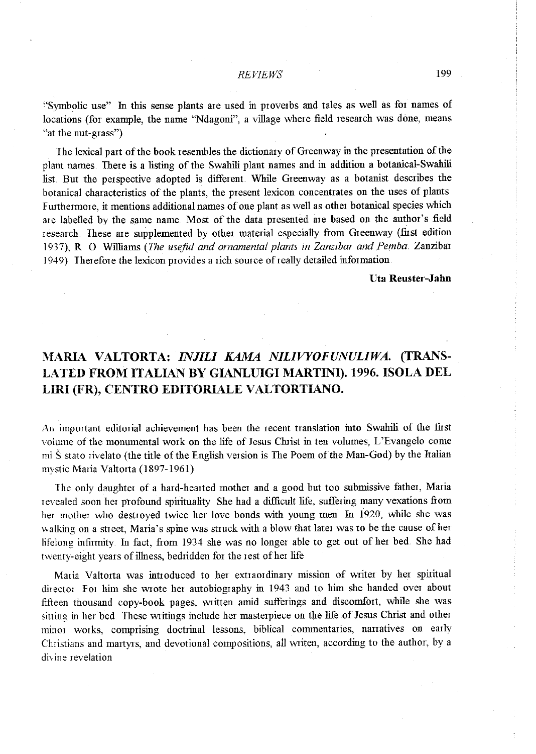"Symbolic use" In this sense plants are used in proverbs and tales as well as for names of locations (for example, the name "Ndagoni", a village where field research was done, means "at the nut-grass").

The lexical part of the book resembles the dictionary of Greenway in the presentation of the plant names. There is a listing of the Swahili plant names and in addition a botanical-Swahili list. But the perspective adopted is different. While Greenway as a botanist describes the botanical characteristics of the plants, the present lexicon concentrates on the uses of plants. Furthermore, it mentions additional names of one plant as well as other botanical species which are labelled by the same name. Most of the data presented are based on the author's field research. These are supplemented by other material especially from Greenway (first edition 1937), R. O. Williams (*The useful and ornamental plants in Zanzibar and Pemba*. Zanzibar 1949). Therefore the lexicon provides a rich source of really detailed information.

**Uta Reuster-Jahn**

## MARIA VALTORTA: *INJILI KAMA NILIVYOFUNULIWA*. (TRANSLATED FROM ITALIAN BY GIANLUIGI MARTINI). 1996. ISOLA DEL LIRI (FR), CENTRO EDITORIALE VALTORTIANO.

An important editorial achievement has been the recent translation into Swahili of the first volume of the monumental work on the life of Jesus Christ in ten volumes, L'Evangelo come mi Š stato rivelato (the title of the English version is The Poem of the Man-God) by the Italian mystic Maria Valtorta (1897-1961).

The only daughter of a hard-hearted mother and a good but too submissive father, Maria revealed soon her profound spirituality. She had a difficult life, suffering many vexations from her mother who destroyed twice her love bonds with young men. In 1920, while she was walking on a street, Maria's spine was struck with a blow that later was to be the cause of her lifelong infirmity. In fact, from 1934 she was no longer able to get out of her bed. She had twenty-eight years of illness, bedridden for the rest of her life.

Maria Valtorta was introduced to her extraordinary mission of writer by her spiritual director. For him she wrote her autobiography in 1943 and to him she handed over about fifteen thousand copy-book pages, written amid sufferings and discomfort, while she was sitting in her bed. These writings include her masterpiece on the life of Jesus Christ and other minor works, comprising doctrinal lessons, biblical commentaries, narratives on early Christians and martyrs, and devotional compositions, all writen, according to the author, by a divine revelation.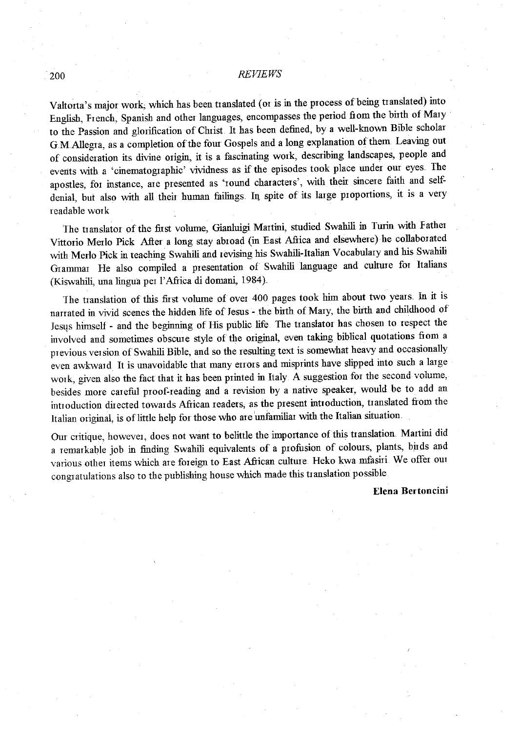Valtorta's major work, which has been translated (or is in the process of being translated) into English, French, Spanish and other languages, encompasses the period from the birth of Mary to the Passion and glorification of Christ. It has been defined, by a well-known Bible scholar G.M.Allegra, as a completion of the four Gospels and a long explanation of them. Leaving out of consideration its divine origin, it is a fascinating work, describing landscapes, people and events with a 'cinematographic' vividness as if the episodes took place under our eyes. The apostles, for instance, are presented as 'round characters', with their sincere faith and self-denial, but also with all their human failings. In spite of its large proportions, it is a very readable work.

The translator of the first volume, Gianluigi Martini, studied Swahili in Turin with Father Vittorio Merlo Pick. After a long stay abroad (in East Africa and elsewhere) he collaborated with Merlo Pick in teaching Swahili and revising his Swahili-Italian Vocabulary and his Swahili Grammar. He also compiled a presentation of Swahili language and culture for Italians (Kiswahili, una lingua per l'Africa di domani, 1984).

The translation of this first volume of over 400 pages took him about two years. In it is narrated in vivid scenes the hidden life of Jesus - the birth of Mary, the birth and childhood of Jesus himself - and the beginning of His public life. The translator has chosen to respect the involved and sometimes obscure style of the original, even taking biblical quotations from a previous version of Swahili Bible, and so the resulting text is somewhat heavy and occasionally even awkward. It is unavoidable that many errors and misprints have slipped into such a large work, given also the fact that it has been printed in Italy. A suggestion for the second volume, besides more careful proof-reading and a revision by a native speaker, would be to add an introduction directed towards African readers, as the present introduction, translated from the Italian original, is of little help for those who are unfamiliar with the Italian situation.

Our critique, however, does not want to belittle the importance of this translation. Martini did a remarkable job in finding Swahili equivalents of a profusion of colours, plants, birds and various other items which are foreign to East African culture. Heko kwa mfasiri. We offer our congratulations also to the publishing house which made this translation possible.

**Elena Bertoncini**